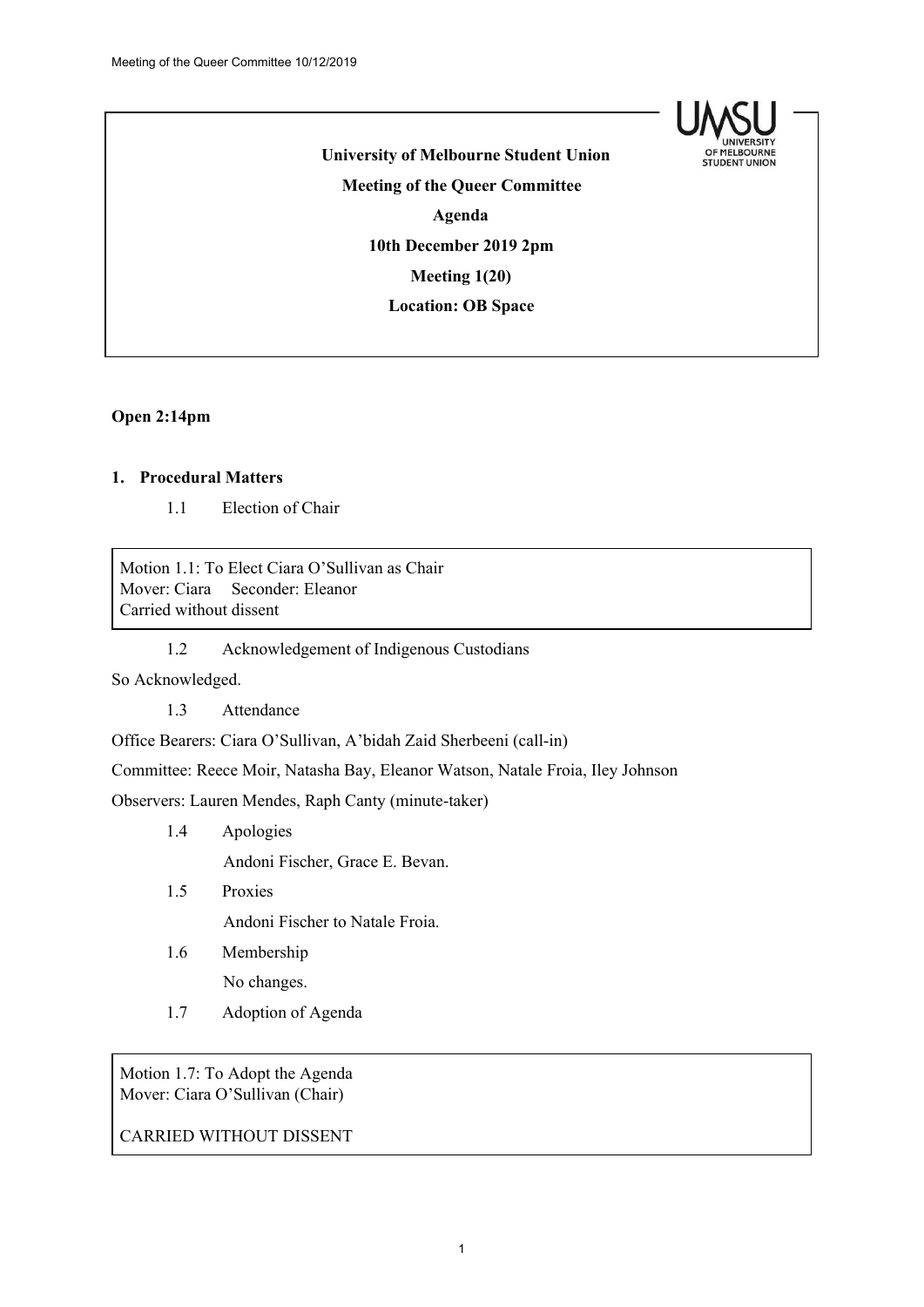**University of Melbourne Student Union**

**Meeting of the Queer Committee**

**Agenda**

**10th December 2019 2pm**

**Meeting 1(20)**

**Location: OB Space**

**Open 2:14pm**

## 1. Procedural Matters

1.1 Election of Chair

> Motion 1.1: To Elect Ciara O'Sullivan as Chair
> Mover: Ciara Seconder: Eleanor
> Carried without dissent

1.2 Acknowledgement of Indigenous Custodians

So Acknowledged.

1.3 Attendance

Office Bearers: Ciara O'Sullivan, A'bidah Zaid Sherbeeni (call-in)

Committee: Reece Moir, Natasha Bay, Eleanor Watson, Natale Froia, Iley Johnson

Observers: Lauren Mendes, Raph Canty (minute-taker)

1.4 Apologies

Andoni Fischer, Grace E. Bevan.

1.5 Proxies

Andoni Fischer to Natale Froia.

1.6 Membership

No changes.

1.7 Adoption of Agenda

> Motion 1.7: To Adopt the Agenda
> Mover: Ciara O'Sullivan (Chair)
>
> CARRIED WITHOUT DISSENT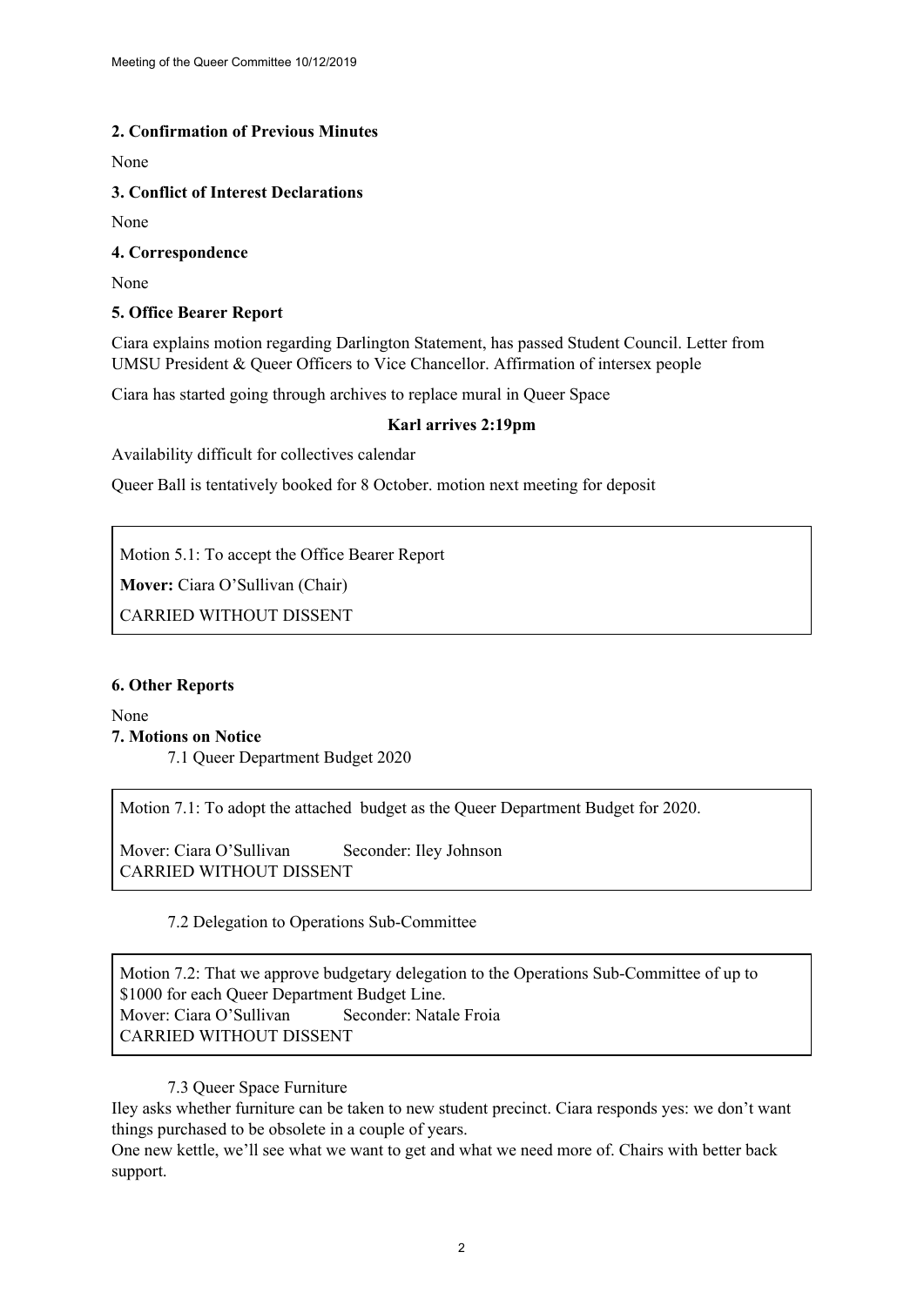**2. Confirmation of Previous Minutes**

None

**3. Conflict of Interest Declarations**

None

**4. Correspondence**

None

**5. Office Bearer Report**

Ciara explains motion regarding Darlington Statement, has passed Student Council. Letter from UMSU President & Queer Officers to Vice Chancellor. Affirmation of intersex people

Ciara has started going through archives to replace mural in Queer Space

**Karl arrives 2:19pm**

Availability difficult for collectives calendar

Queer Ball is tentatively booked for 8 October. motion next meeting for deposit

> Motion 5.1: To accept the Office Bearer Report
>
> **Mover:** Ciara O'Sullivan (Chair)
>
> CARRIED WITHOUT DISSENT

**6. Other Reports**

None

**7. Motions on Notice**

7.1 Queer Department Budget 2020

> Motion 7.1: To adopt the attached budget as the Queer Department Budget for 2020.
>
> Mover: Ciara O'Sullivan Seconder: Iley Johnson
> CARRIED WITHOUT DISSENT

7.2 Delegation to Operations Sub-Committee

> Motion 7.2: That we approve budgetary delegation to the Operations Sub-Committee of up to $1000 for each Queer Department Budget Line.
> Mover: Ciara O'Sullivan Seconder: Natale Froia
> CARRIED WITHOUT DISSENT

7.3 Queer Space Furniture

Iley asks whether furniture can be taken to new student precinct. Ciara responds yes: we don't want things purchased to be obsolete in a couple of years.

One new kettle, we'll see what we want to get and what we need more of. Chairs with better back support.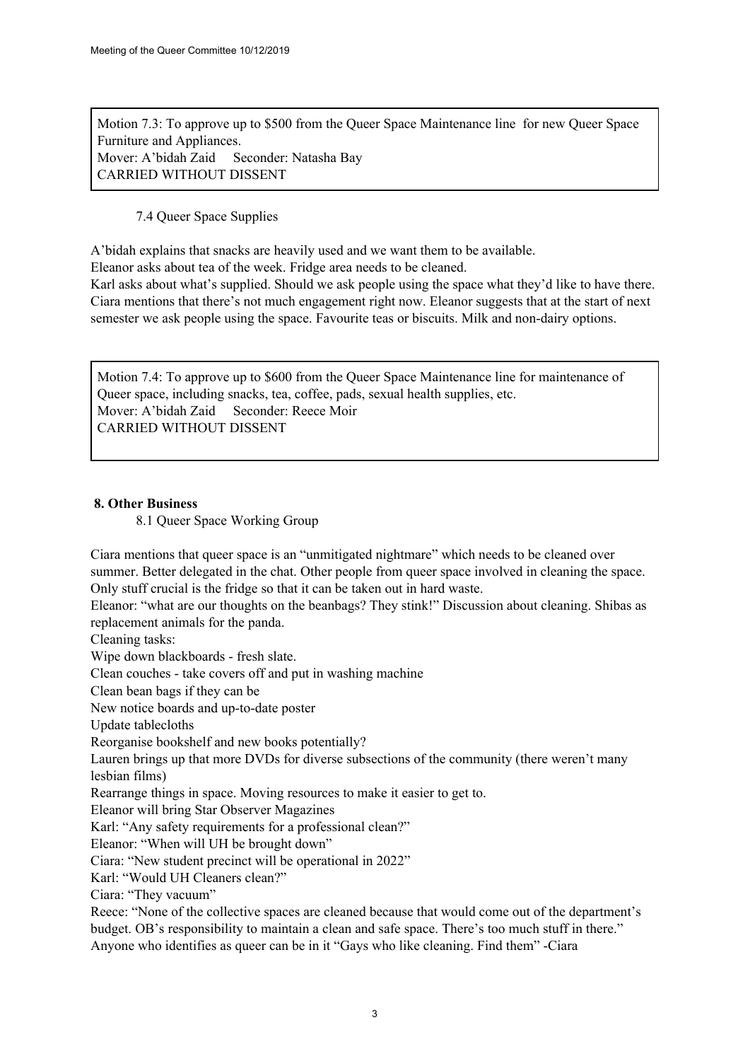> Motion 7.3: To approve up to $500 from the Queer Space Maintenance line for new Queer Space Furniture and Appliances.
> Mover: A'bidah Zaid Seconder: Natasha Bay
> CARRIED WITHOUT DISSENT

7.4 Queer Space Supplies

A'bidah explains that snacks are heavily used and we want them to be available.
Eleanor asks about tea of the week. Fridge area needs to be cleaned.
Karl asks about what's supplied. Should we ask people using the space what they'd like to have there.
Ciara mentions that there's not much engagement right now. Eleanor suggests that at the start of next semester we ask people using the space. Favourite teas or biscuits. Milk and non-dairy options.

> Motion 7.4: To approve up to $600 from the Queer Space Maintenance line for maintenance of Queer space, including snacks, tea, coffee, pads, sexual health supplies, etc.
> Mover: A'bidah Zaid Seconder: Reece Moir
> CARRIED WITHOUT DISSENT

**8. Other Business**

8.1 Queer Space Working Group

Ciara mentions that queer space is an "unmitigated nightmare" which needs to be cleaned over summer. Better delegated in the chat. Other people from queer space involved in cleaning the space. Only stuff crucial is the fridge so that it can be taken out in hard waste.
Eleanor: "what are our thoughts on the beanbags? They stink!" Discussion about cleaning. Shibas as replacement animals for the panda.
Cleaning tasks:
Wipe down blackboards - fresh slate.
Clean couches - take covers off and put in washing machine
Clean bean bags if they can be
New notice boards and up-to-date poster
Update tablecloths
Reorganise bookshelf and new books potentially?
Lauren brings up that more DVDs for diverse subsections of the community (there weren't many lesbian films)
Rearrange things in space. Moving resources to make it easier to get to.
Eleanor will bring Star Observer Magazines
Karl: "Any safety requirements for a professional clean?"
Eleanor: "When will UH be brought down"
Ciara: "New student precinct will be operational in 2022"
Karl: "Would UH Cleaners clean?"
Ciara: "They vacuum"
Reece: "None of the collective spaces are cleaned because that would come out of the department's budget. OB's responsibility to maintain a clean and safe space. There's too much stuff in there."
Anyone who identifies as queer can be in it "Gays who like cleaning. Find them" -Ciara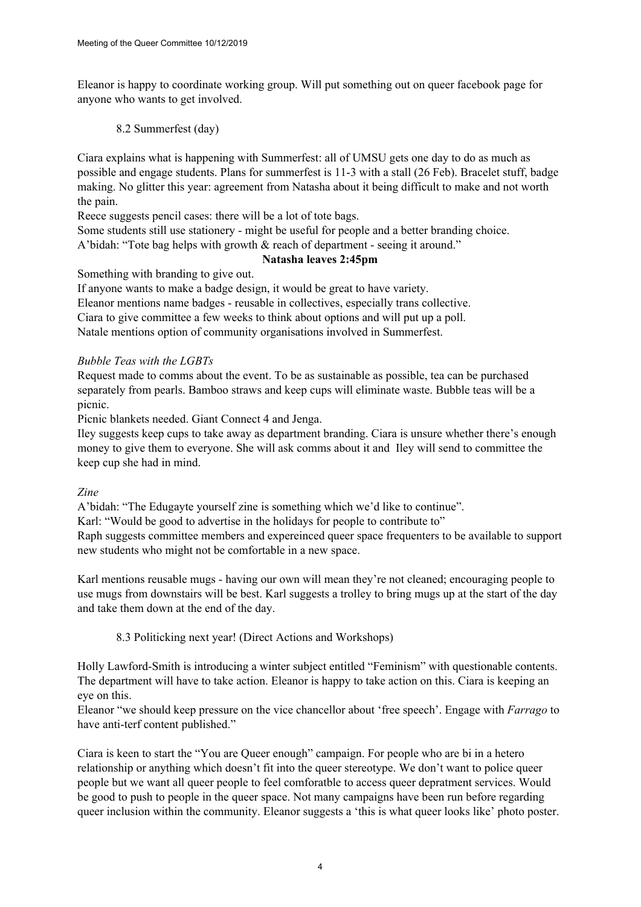Eleanor is happy to coordinate working group. Will put something out on queer facebook page for anyone who wants to get involved.

### 8.2 Summerfest (day)

Ciara explains what is happening with Summerfest: all of UMSU gets one day to do as much as possible and engage students. Plans for summerfest is 11-3 with a stall (26 Feb). Bracelet stuff, badge making. No glitter this year: agreement from Natasha about it being difficult to make and not worth the pain.

Reece suggests pencil cases: there will be a lot of tote bags.

Some students still use stationery - might be useful for people and a better branding choice.

A'bidah: "Tote bag helps with growth & reach of department - seeing it around."

**Natasha leaves 2:45pm**

Something with branding to give out.

If anyone wants to make a badge design, it would be great to have variety.

Eleanor mentions name badges - reusable in collectives, especially trans collective.

Ciara to give committee a few weeks to think about options and will put up a poll.

Natale mentions option of community organisations involved in Summerfest.

*Bubble Teas with the LGBTs*

Request made to comms about the event. To be as sustainable as possible, tea can be purchased separately from pearls. Bamboo straws and keep cups will eliminate waste. Bubble teas will be a picnic.

Picnic blankets needed. Giant Connect 4 and Jenga.

Iley suggests keep cups to take away as department branding. Ciara is unsure whether there's enough money to give them to everyone. She will ask comms about it and Iley will send to committee the keep cup she had in mind.

*Zine*

A'bidah: "The Edugayte yourself zine is something which we'd like to continue".

Karl: "Would be good to advertise in the holidays for people to contribute to"

Raph suggests committee members and expereinced queer space frequenters to be available to support new students who might not be comfortable in a new space.

Karl mentions reusable mugs - having our own will mean they're not cleaned; encouraging people to use mugs from downstairs will be best. Karl suggests a trolley to bring mugs up at the start of the day and take them down at the end of the day.

### 8.3 Politicking next year! (Direct Actions and Workshops)

Holly Lawford-Smith is introducing a winter subject entitled "Feminism" with questionable contents. The department will have to take action. Eleanor is happy to take action on this. Ciara is keeping an eye on this.

Eleanor "we should keep pressure on the vice chancellor about 'free speech'. Engage with *Farrago* to have anti-terf content published."

Ciara is keen to start the "You are Queer enough" campaign. For people who are bi in a hetero relationship or anything which doesn't fit into the queer stereotype. We don't want to police queer people but we want all queer people to feel comforatble to access queer depratment services. Would be good to push to people in the queer space. Not many campaigns have been run before regarding queer inclusion within the community. Eleanor suggests a 'this is what queer looks like' photo poster.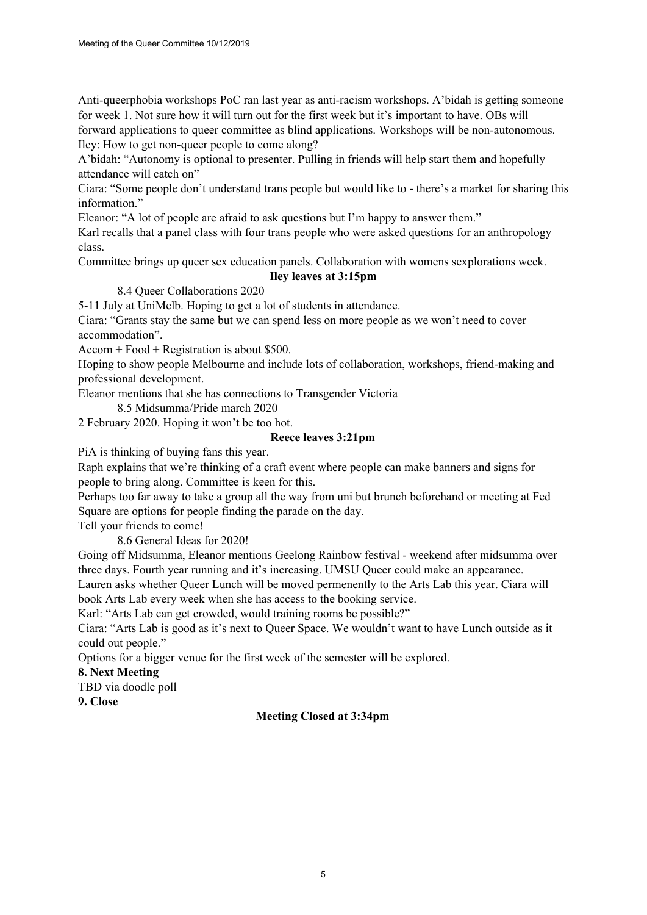Anti-queerphobia workshops PoC ran last year as anti-racism workshops. A'bidah is getting someone for week 1. Not sure how it will turn out for the first week but it's important to have. OBs will forward applications to queer committee as blind applications. Workshops will be non-autonomous.

Iley: How to get non-queer people to come along?

A'bidah: "Autonomy is optional to presenter. Pulling in friends will help start them and hopefully attendance will catch on"

Ciara: "Some people don't understand trans people but would like to - there's a market for sharing this information."

Eleanor: "A lot of people are afraid to ask questions but I'm happy to answer them."

Karl recalls that a panel class with four trans people who were asked questions for an anthropology class.

Committee brings up queer sex education panels. Collaboration with womens sexplorations week.

**Iley leaves at 3:15pm**

8.4 Queer Collaborations 2020

5-11 July at UniMelb. Hoping to get a lot of students in attendance.

Ciara: "Grants stay the same but we can spend less on more people as we won't need to cover accommodation".

Accom + Food + Registration is about $500.

Hoping to show people Melbourne and include lots of collaboration, workshops, friend-making and professional development.

Eleanor mentions that she has connections to Transgender Victoria

8.5 Midsumma/Pride march 2020

2 February 2020. Hoping it won't be too hot.

**Reece leaves 3:21pm**

PiA is thinking of buying fans this year.

Raph explains that we're thinking of a craft event where people can make banners and signs for people to bring along. Committee is keen for this.

Perhaps too far away to take a group all the way from uni but brunch beforehand or meeting at Fed Square are options for people finding the parade on the day.

Tell your friends to come!

8.6 General Ideas for 2020!

Going off Midsumma, Eleanor mentions Geelong Rainbow festival - weekend after midsumma over three days. Fourth year running and it's increasing. UMSU Queer could make an appearance.

Lauren asks whether Queer Lunch will be moved permenently to the Arts Lab this year. Ciara will book Arts Lab every week when she has access to the booking service.

Karl: "Arts Lab can get crowded, would training rooms be possible?"

Ciara: "Arts Lab is good as it's next to Queer Space. We wouldn't want to have Lunch outside as it could out people."

Options for a bigger venue for the first week of the semester will be explored.

**8. Next Meeting**

TBD via doodle poll

**9. Close**

**Meeting Closed at 3:34pm**